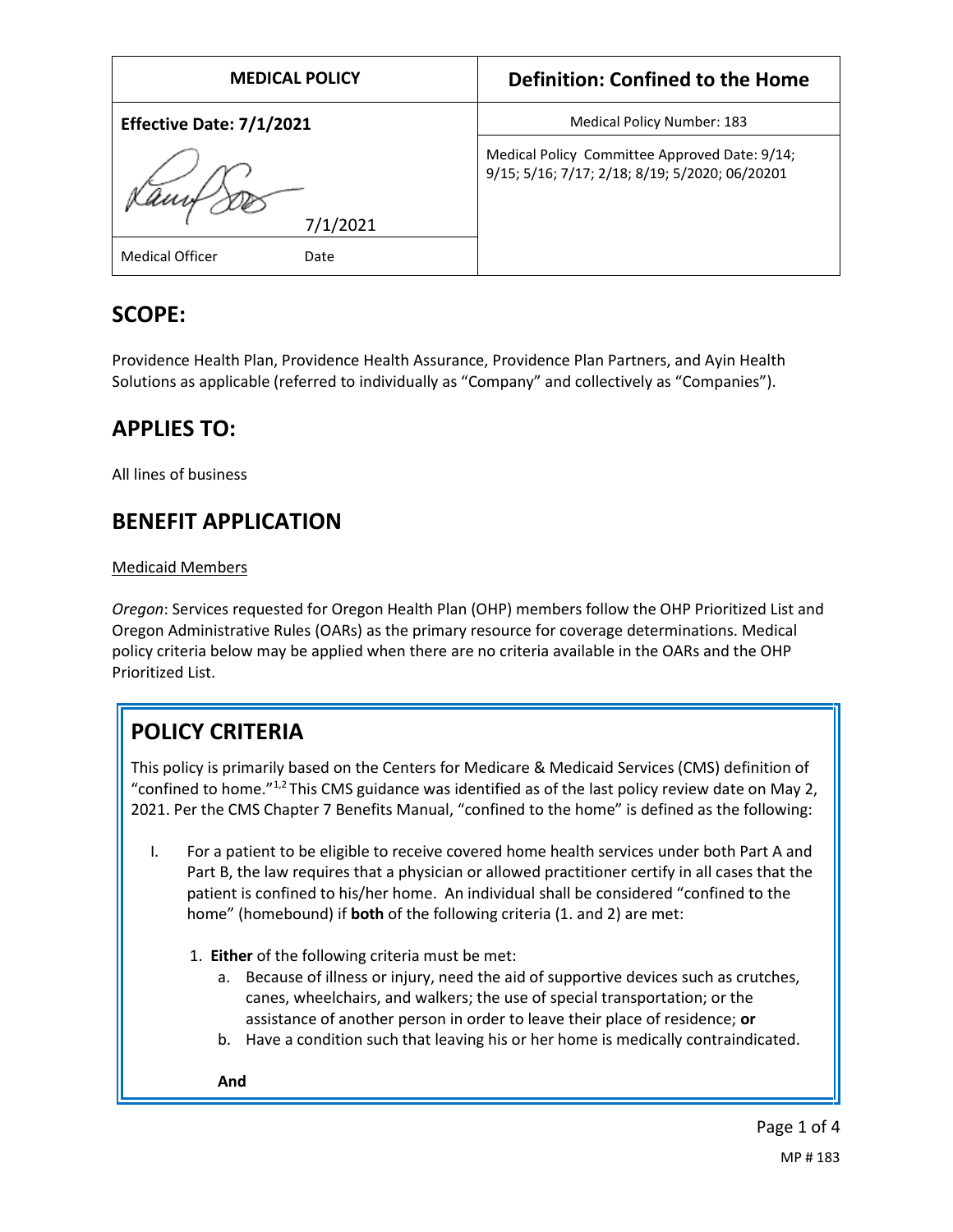| MEDICAL POLICY | Definition: Confined to the Home |
| --- | --- |
| **Effective Date: 7/1/2021** | Medical Policy Number: 183 |
| 7/1/2021 | Medical Policy Committee Approved Date: 9/14; 9/15; 5/16; 7/17; 2/18; 8/19; 5/2020; 06/20201 |
| Medical Officer Date | |

## SCOPE:

Providence Health Plan, Providence Health Assurance, Providence Plan Partners, and Ayin Health Solutions as applicable (referred to individually as "Company" and collectively as "Companies").

## APPLIES TO:

All lines of business

## BENEFIT APPLICATION

Medicaid Members

*Oregon*: Services requested for Oregon Health Plan (OHP) members follow the OHP Prioritized List and Oregon Administrative Rules (OARs) as the primary resource for coverage determinations. Medical policy criteria below may be applied when there are no criteria available in the OARs and the OHP Prioritized List.

## POLICY CRITERIA

This policy is primarily based on the Centers for Medicare & Medicaid Services (CMS) definition of "confined to home."[1,2] This CMS guidance was identified as of the last policy review date on May 2, 2021. Per the CMS Chapter 7 Benefits Manual, "confined to the home" is defined as the following:

I. For a patient to be eligible to receive covered home health services under both Part A and Part B, the law requires that a physician or allowed practitioner certify in all cases that the patient is confined to his/her home. An individual shall be considered "confined to the home" (homebound) if **both** of the following criteria (1. and 2) are met:

   1. **Either** of the following criteria must be met:
      a. Because of illness or injury, need the aid of supportive devices such as crutches, canes, wheelchairs, and walkers; the use of special transportation; or the assistance of another person in order to leave their place of residence; **or**
      b. Have a condition such that leaving his or her home is medically contraindicated.

   **And**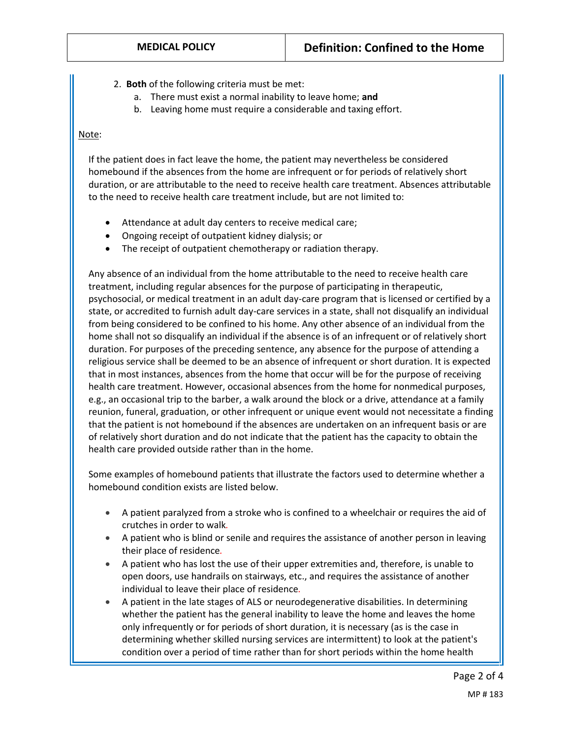2. **Both** of the following criteria must be met:
    a. There must exist a normal inability to leave home; **and**
    b. Leaving home must require a considerable and taxing effort.

Note:

If the patient does in fact leave the home, the patient may nevertheless be considered homebound if the absences from the home are infrequent or for periods of relatively short duration, or are attributable to the need to receive health care treatment. Absences attributable to the need to receive health care treatment include, but are not limited to:

- Attendance at adult day centers to receive medical care;
- Ongoing receipt of outpatient kidney dialysis; or
- The receipt of outpatient chemotherapy or radiation therapy.

Any absence of an individual from the home attributable to the need to receive health care treatment, including regular absences for the purpose of participating in therapeutic, psychosocial, or medical treatment in an adult day-care program that is licensed or certified by a state, or accredited to furnish adult day-care services in a state, shall not disqualify an individual from being considered to be confined to his home. Any other absence of an individual from the home shall not so disqualify an individual if the absence is of an infrequent or of relatively short duration. For purposes of the preceding sentence, any absence for the purpose of attending a religious service shall be deemed to be an absence of infrequent or short duration. It is expected that in most instances, absences from the home that occur will be for the purpose of receiving health care treatment. However, occasional absences from the home for nonmedical purposes, e.g., an occasional trip to the barber, a walk around the block or a drive, attendance at a family reunion, funeral, graduation, or other infrequent or unique event would not necessitate a finding that the patient is not homebound if the absences are undertaken on an infrequent basis or are of relatively short duration and do not indicate that the patient has the capacity to obtain the health care provided outside rather than in the home.

Some examples of homebound patients that illustrate the factors used to determine whether a homebound condition exists are listed below.

- A patient paralyzed from a stroke who is confined to a wheelchair or requires the aid of crutches in order to walk.
- A patient who is blind or senile and requires the assistance of another person in leaving their place of residence.
- A patient who has lost the use of their upper extremities and, therefore, is unable to open doors, use handrails on stairways, etc., and requires the assistance of another individual to leave their place of residence.
- A patient in the late stages of ALS or neurodegenerative disabilities. In determining whether the patient has the general inability to leave the home and leaves the home only infrequently or for periods of short duration, it is necessary (as is the case in determining whether skilled nursing services are intermittent) to look at the patient's condition over a period of time rather than for short periods within the home health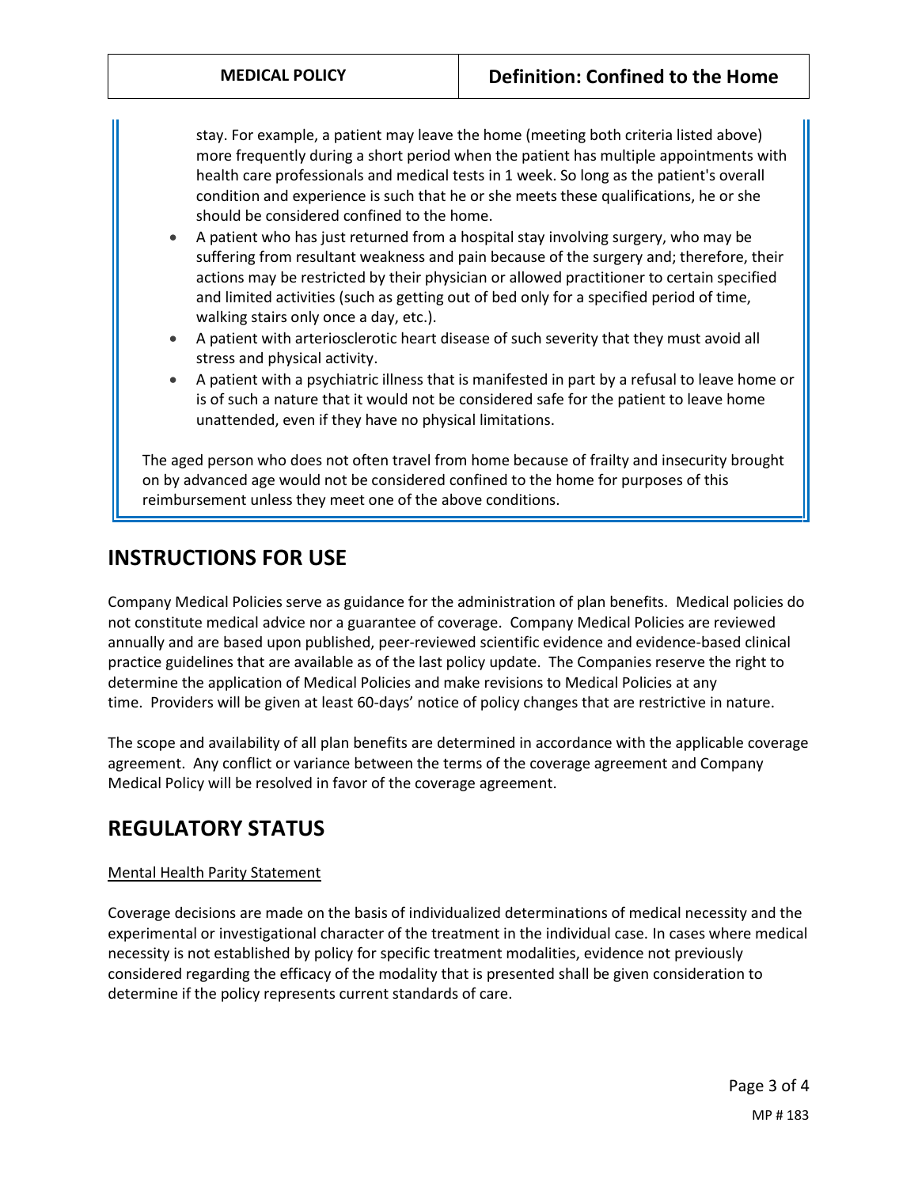stay. For example, a patient may leave the home (meeting both criteria listed above) more frequently during a short period when the patient has multiple appointments with health care professionals and medical tests in 1 week. So long as the patient's overall condition and experience is such that he or she meets these qualifications, he or she should be considered confined to the home.

- A patient who has just returned from a hospital stay involving surgery, who may be suffering from resultant weakness and pain because of the surgery and; therefore, their actions may be restricted by their physician or allowed practitioner to certain specified and limited activities (such as getting out of bed only for a specified period of time, walking stairs only once a day, etc.).
- A patient with arteriosclerotic heart disease of such severity that they must avoid all stress and physical activity.
- A patient with a psychiatric illness that is manifested in part by a refusal to leave home or is of such a nature that it would not be considered safe for the patient to leave home unattended, even if they have no physical limitations.

The aged person who does not often travel from home because of frailty and insecurity brought on by advanced age would not be considered confined to the home for purposes of this reimbursement unless they meet one of the above conditions.

# INSTRUCTIONS FOR USE

Company Medical Policies serve as guidance for the administration of plan benefits. Medical policies do not constitute medical advice nor a guarantee of coverage. Company Medical Policies are reviewed annually and are based upon published, peer-reviewed scientific evidence and evidence-based clinical practice guidelines that are available as of the last policy update. The Companies reserve the right to determine the application of Medical Policies and make revisions to Medical Policies at any time. Providers will be given at least 60-days' notice of policy changes that are restrictive in nature.

The scope and availability of all plan benefits are determined in accordance with the applicable coverage agreement. Any conflict or variance between the terms of the coverage agreement and Company Medical Policy will be resolved in favor of the coverage agreement.

# REGULATORY STATUS

Mental Health Parity Statement

Coverage decisions are made on the basis of individualized determinations of medical necessity and the experimental or investigational character of the treatment in the individual case. In cases where medical necessity is not established by policy for specific treatment modalities, evidence not previously considered regarding the efficacy of the modality that is presented shall be given consideration to determine if the policy represents current standards of care.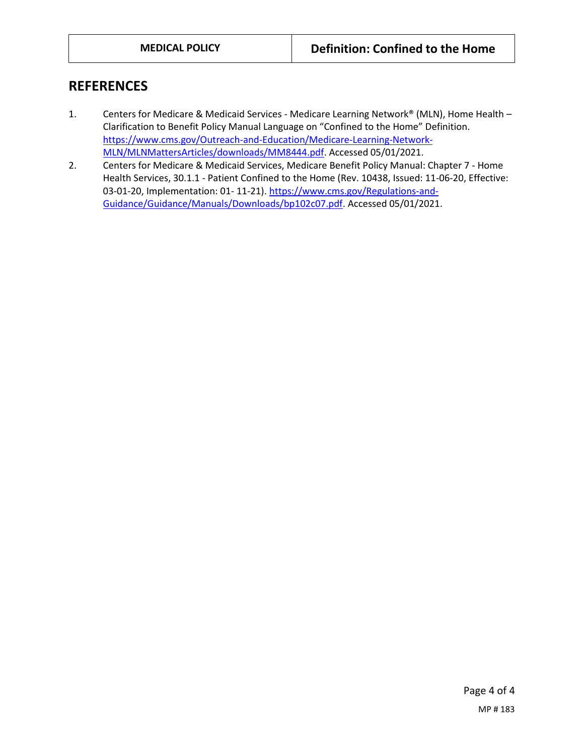## REFERENCES

1. Centers for Medicare & Medicaid Services - Medicare Learning Network® (MLN), Home Health – Clarification to Benefit Policy Manual Language on "Confined to the Home" Definition. https://www.cms.gov/Outreach-and-Education/Medicare-Learning-Network-MLN/MLNMattersArticles/downloads/MM8444.pdf. Accessed 05/01/2021.
2. Centers for Medicare & Medicaid Services, Medicare Benefit Policy Manual: Chapter 7 - Home Health Services, 30.1.1 - Patient Confined to the Home (Rev. 10438, Issued: 11-06-20, Effective: 03-01-20, Implementation: 01- 11-21). https://www.cms.gov/Regulations-and-Guidance/Guidance/Manuals/Downloads/bp102c07.pdf. Accessed 05/01/2021.